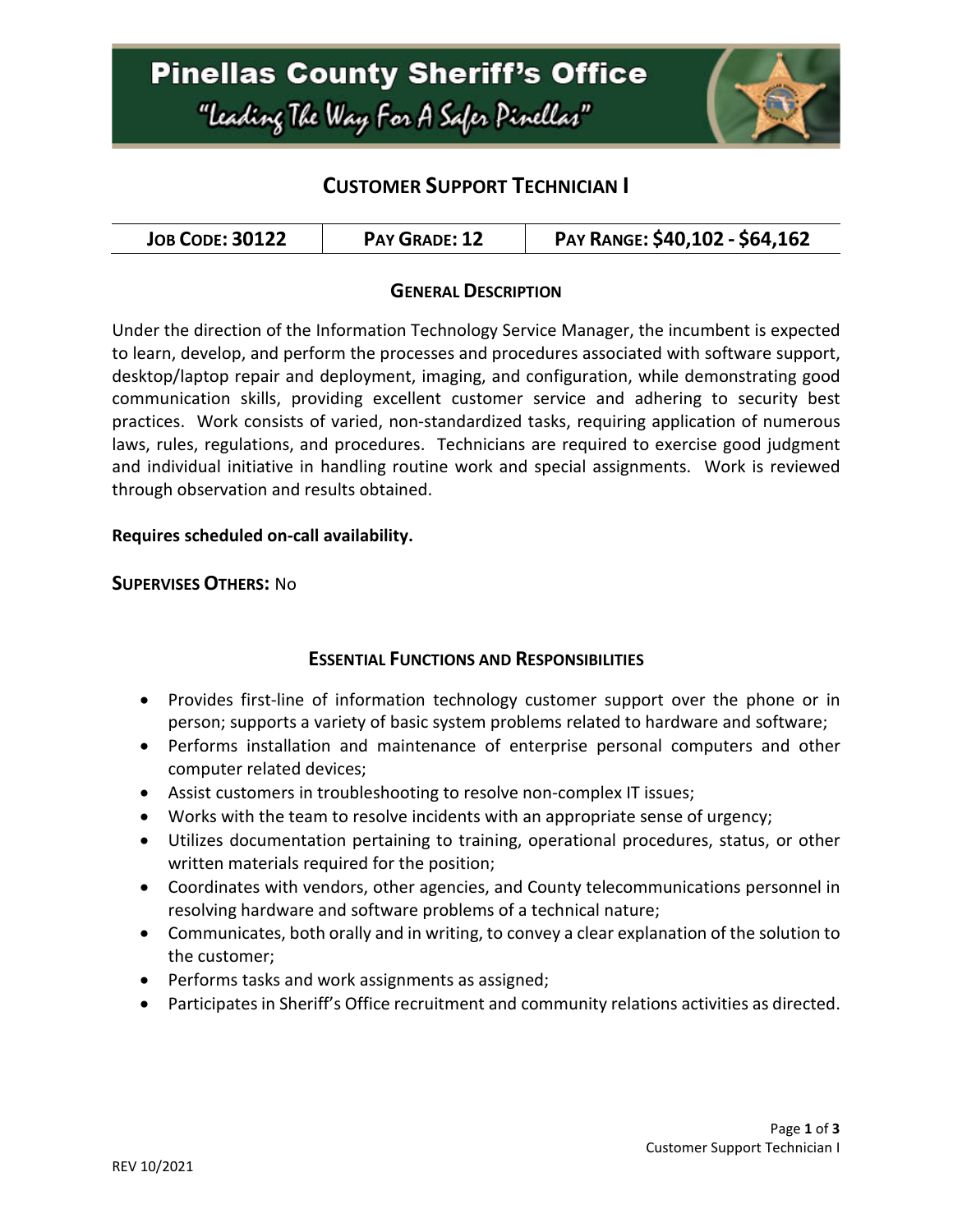# Pinellas County Sheriff's Office

"Leading The Way For A Safer Pinellas"

## Customer Support Technician I

| Job Code: 30122 | Pay Grade: 12 | Pay Range: $40,102 - $64,162 |
|---|---|---|

### General Description

Under the direction of the Information Technology Service Manager, the incumbent is expected to learn, develop, and perform the processes and procedures associated with software support, desktop/laptop repair and deployment, imaging, and configuration, while demonstrating good communication skills, providing excellent customer service and adhering to security best practices. Work consists of varied, non-standardized tasks, requiring application of numerous laws, rules, regulations, and procedures. Technicians are required to exercise good judgment and individual initiative in handling routine work and special assignments. Work is reviewed through observation and results obtained.

**Requires scheduled on-call availability.**

**Supervises Others:** No

### Essential Functions and Responsibilities

- Provides first-line of information technology customer support over the phone or in person; supports a variety of basic system problems related to hardware and software;
- Performs installation and maintenance of enterprise personal computers and other computer related devices;
- Assist customers in troubleshooting to resolve non-complex IT issues;
- Works with the team to resolve incidents with an appropriate sense of urgency;
- Utilizes documentation pertaining to training, operational procedures, status, or other written materials required for the position;
- Coordinates with vendors, other agencies, and County telecommunications personnel in resolving hardware and software problems of a technical nature;
- Communicates, both orally and in writing, to convey a clear explanation of the solution to the customer;
- Performs tasks and work assignments as assigned;
- Participates in Sheriff's Office recruitment and community relations activities as directed.

REV 10/2021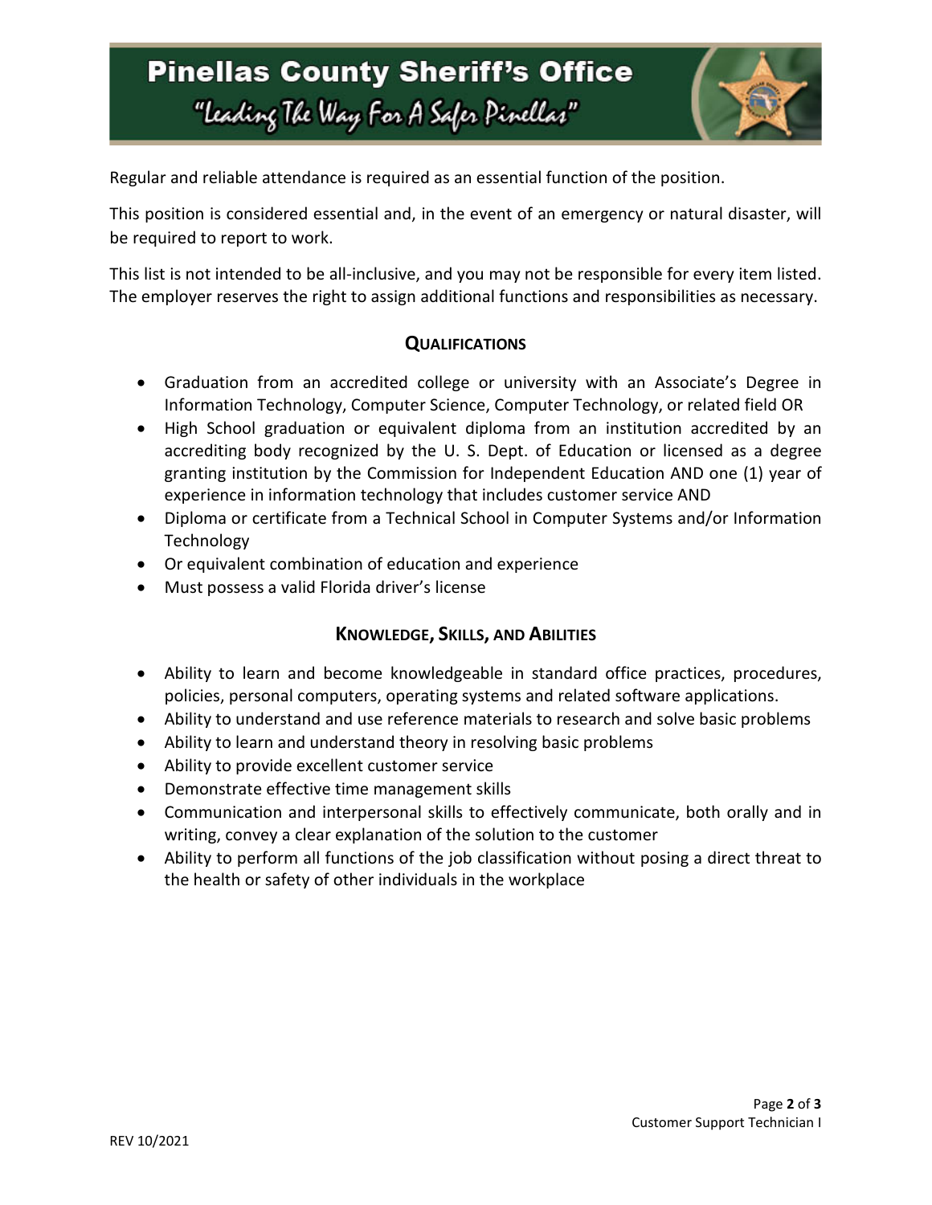Regular and reliable attendance is required as an essential function of the position.

This position is considered essential and, in the event of an emergency or natural disaster, will be required to report to work.

This list is not intended to be all-inclusive, and you may not be responsible for every item listed. The employer reserves the right to assign additional functions and responsibilities as necessary.

## Qualifications

- Graduation from an accredited college or university with an Associate's Degree in Information Technology, Computer Science, Computer Technology, or related field OR
- High School graduation or equivalent diploma from an institution accredited by an accrediting body recognized by the U. S. Dept. of Education or licensed as a degree granting institution by the Commission for Independent Education AND one (1) year of experience in information technology that includes customer service AND
- Diploma or certificate from a Technical School in Computer Systems and/or Information Technology
- Or equivalent combination of education and experience
- Must possess a valid Florida driver's license

## Knowledge, Skills, and Abilities

- Ability to learn and become knowledgeable in standard office practices, procedures, policies, personal computers, operating systems and related software applications.
- Ability to understand and use reference materials to research and solve basic problems
- Ability to learn and understand theory in resolving basic problems
- Ability to provide excellent customer service
- Demonstrate effective time management skills
- Communication and interpersonal skills to effectively communicate, both orally and in writing, convey a clear explanation of the solution to the customer
- Ability to perform all functions of the job classification without posing a direct threat to the health or safety of other individuals in the workplace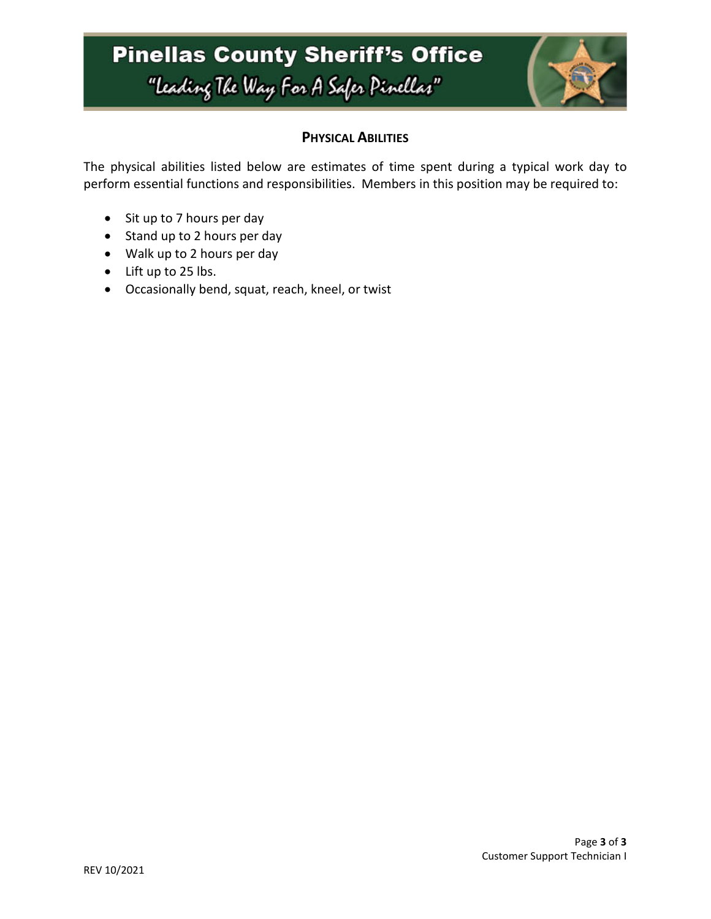## PHYSICAL ABILITIES

The physical abilities listed below are estimates of time spent during a typical work day to perform essential functions and responsibilities. Members in this position may be required to:

- Sit up to 7 hours per day
- Stand up to 2 hours per day
- Walk up to 2 hours per day
- Lift up to 25 lbs.
- Occasionally bend, squat, reach, kneel, or twist

REV 10/2021